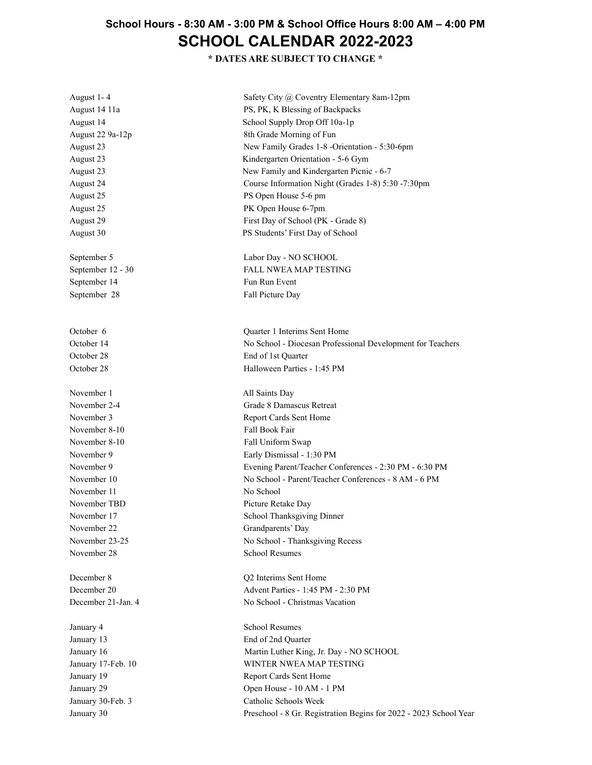**School Hours - 8:30 AM - 3:00 PM & School Office Hours 8:00 AM – 4:00 PM**

# SCHOOL CALENDAR 2022-2023

**\* DATES ARE SUBJECT TO CHANGE \***

| Date | Event |
|---|---|
| August 1- 4 | Safety City @ Coventry Elementary 8am-12pm |
| August 14 11a | PS, PK, K Blessing of Backpacks |
| August 14 | School Supply Drop Off 10a-1p |
| August 22 9a-12p | 8th Grade Morning of Fun |
| August 23 | New Family Grades 1-8 -Orientation - 5:30-6pm |
| August 23 | Kindergarten Orientation - 5-6 Gym |
| August 23 | New Family and Kindergarten Picnic - 6-7 |
| August 24 | Course Information Night (Grades 1-8) 5:30 -7:30pm |
| August 25 | PS Open House 5-6 pm |
| August 25 | PK Open House 6-7pm |
| August 29 | First Day of School (PK - Grade 8) |
| August 30 | PS Students' First Day of School |
| September 5 | Labor Day - NO SCHOOL |
| September 12 - 30 | FALL NWEA MAP TESTING |
| September 14 | Fun Run Event |
| September 28 | Fall Picture Day |
| October 6 | Quarter 1 Interims Sent Home |
| October 14 | No School - Diocesan Professional Development for Teachers |
| October 28 | End of 1st Quarter |
| October 28 | Halloween Parties - 1:45 PM |
| November 1 | All Saints Day |
| November 2-4 | Grade 8 Damascus Retreat |
| November 3 | Report Cards Sent Home |
| November 8-10 | Fall Book Fair |
| November 8-10 | Fall Uniform Swap |
| November 9 | Early Dismissal - 1:30 PM |
| November 9 | Evening Parent/Teacher Conferences - 2:30 PM - 6:30 PM |
| November 10 | No School - Parent/Teacher Conferences - 8 AM - 6 PM |
| November 11 | No School |
| November TBD | Picture Retake Day |
| November 17 | School Thanksgiving Dinner |
| November 22 | Grandparents' Day |
| November 23-25 | No School - Thanksgiving Recess |
| November 28 | School Resumes |
| December 8 | Q2 Interims Sent Home |
| December 20 | Advent Parties - 1:45 PM - 2:30 PM |
| December 21-Jan. 4 | No School - Christmas Vacation |
| January 4 | School Resumes |
| January 13 | End of 2nd Quarter |
| January 16 | Martin Luther King, Jr. Day - NO SCHOOL |
| January 17-Feb. 10 | WINTER NWEA MAP TESTING |
| January 19 | Report Cards Sent Home |
| January 29 | Open House - 10 AM - 1 PM |
| January 30-Feb. 3 | Catholic Schools Week |
| January 30 | Preschool - 8 Gr. Registration Begins for 2022 - 2023 School Year |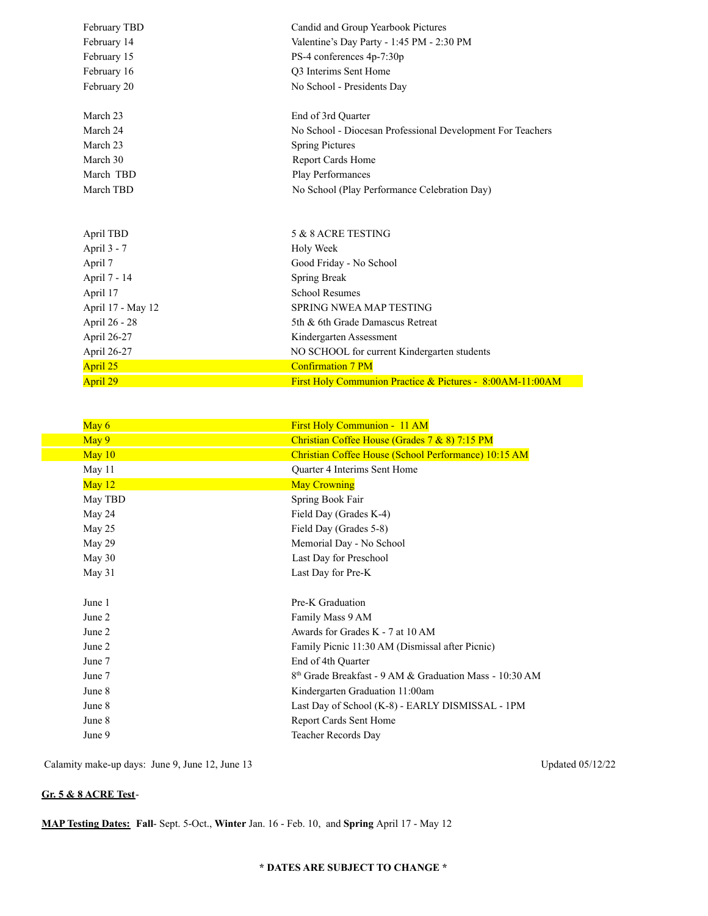| | |
|---|---|
| February TBD | Candid and Group Yearbook Pictures |
| February 14 | Valentine's Day Party - 1:45 PM - 2:30 PM |
| February 15 | PS-4 conferences 4p-7:30p |
| February 16 | Q3 Interims Sent Home |
| February 20 | No School - Presidents Day |
| | |
| March 23 | End of 3rd Quarter |
| March 24 | No School - Diocesan Professional Development For Teachers |
| March 23 | Spring Pictures |
| March 30 | Report Cards Home |
| March TBD | Play Performances |
| March TBD | No School (Play Performance Celebration Day) |
| | |
| April TBD | 5 & 8 ACRE TESTING |
| April 3 - 7 | Holy Week |
| April 7 | Good Friday - No School |
| April 7 - 14 | Spring Break |
| April 17 | School Resumes |
| April 17 - May 12 | SPRING NWEA MAP TESTING |
| April 26 - 28 | 5th & 6th Grade Damascus Retreat |
| April 26-27 | Kindergarten Assessment |
| April 26-27 | NO SCHOOL for current Kindergarten students |
| April 25 | Confirmation 7 PM |
| April 29 | First Holy Communion Practice & Pictures - 8:00AM-11:00AM |
| | |
| May 6 | First Holy Communion - 11 AM |
| May 9 | Christian Coffee House (Grades 7 & 8) 7:15 PM |
| May 10 | Christian Coffee House (School Performance) 10:15 AM |
| May 11 | Quarter 4 Interims Sent Home |
| May 12 | May Crowning |
| May TBD | Spring Book Fair |
| May 24 | Field Day (Grades K-4) |
| May 25 | Field Day (Grades 5-8) |
| May 29 | Memorial Day - No School |
| May 30 | Last Day for Preschool |
| May 31 | Last Day for Pre-K |
| | |
| June 1 | Pre-K Graduation |
| June 2 | Family Mass 9 AM |
| June 2 | Awards for Grades K - 7 at 10 AM |
| June 2 | Family Picnic 11:30 AM (Dismissal after Picnic) |
| June 7 | End of 4th Quarter |
| June 7 | 8th Grade Breakfast - 9 AM & Graduation Mass - 10:30 AM |
| June 8 | Kindergarten Graduation 11:00am |
| June 8 | Last Day of School (K-8) - EARLY DISMISSAL - 1PM |
| June 8 | Report Cards Sent Home |
| June 9 | Teacher Records Day |

Calamity make-up days: June 9, June 12, June 13

Updated 05/12/22

**Gr. 5 & 8 ACRE Test**-

**MAP Testing Dates:** **Fall**- Sept. 5-Oct., **Winter** Jan. 16 - Feb. 10, and **Spring** April 17 - May 12

**\* DATES ARE SUBJECT TO CHANGE \***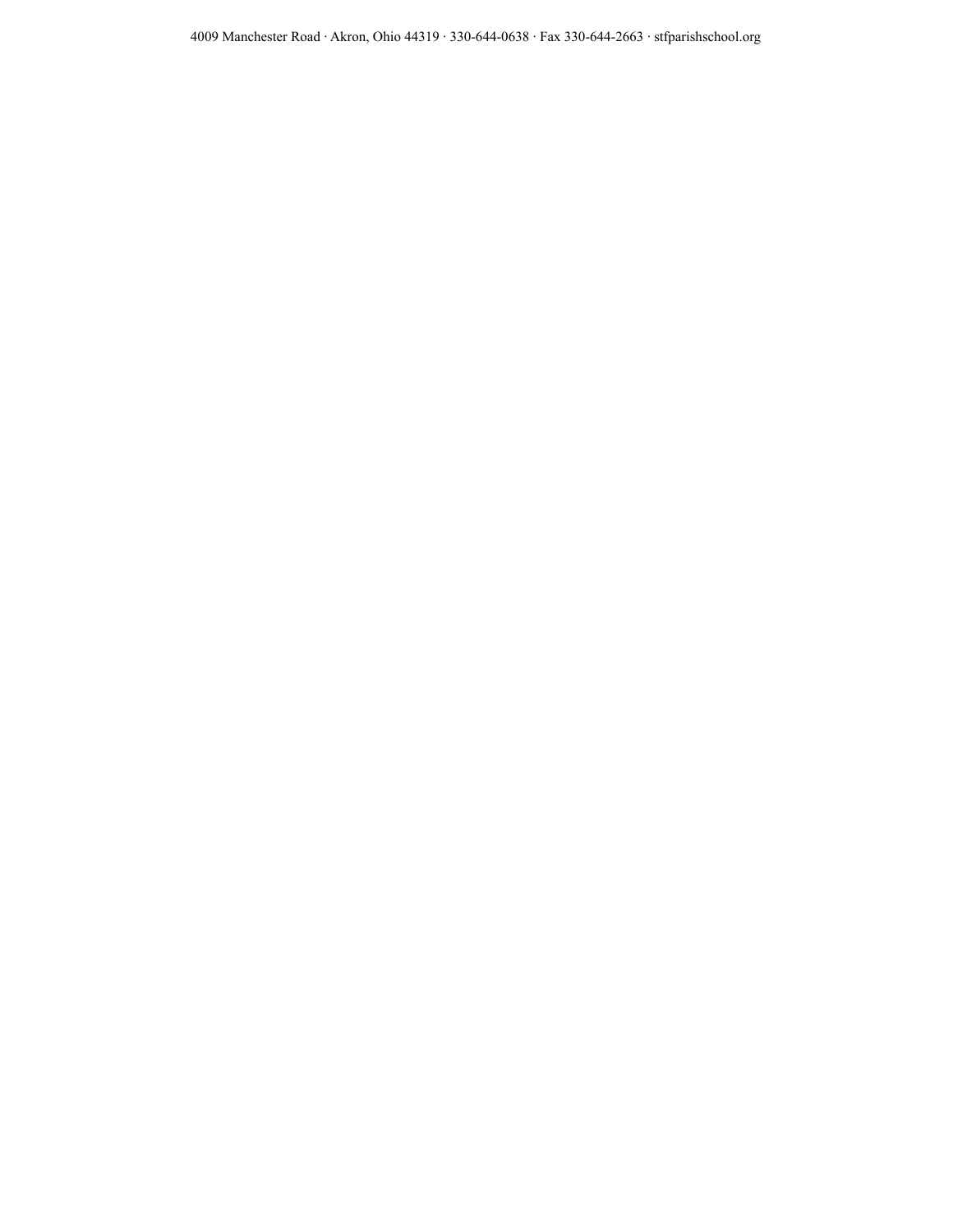4009 Manchester Road · Akron, Ohio 44319 · 330-644-0638 · Fax 330-644-2663 · stfparishschool.org